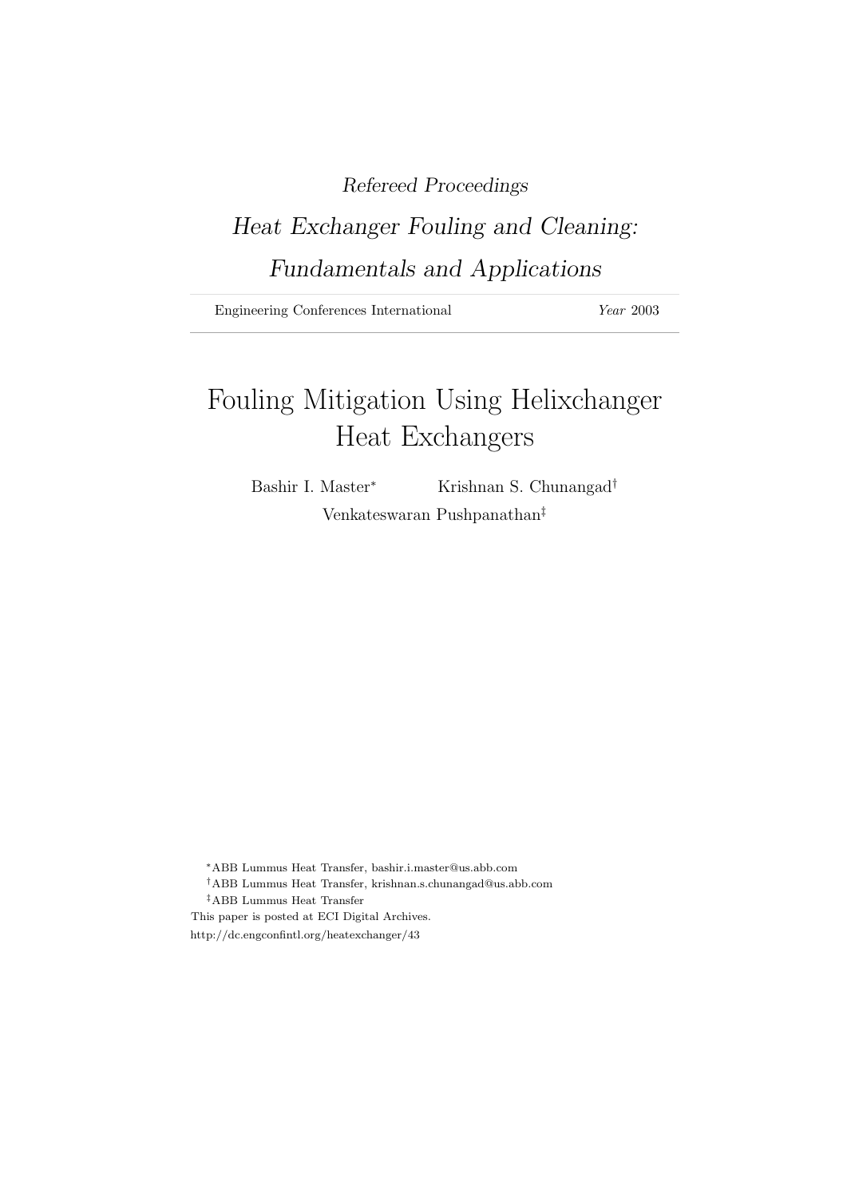*Refereed Proceedings*

*Heat Exchanger Fouling and Cleaning: Fundamentals and Applications*

Engineering Conferences International *Year* 2003

# Fouling Mitigation Using Helixchanger Heat Exchangers

Bashir I. Master[*] Krishnan S. Chunangad[†]
Venkateswaran Pushpanathan[‡]

[*]ABB Lummus Heat Transfer, bashir.i.master@us.abb.com

[†]ABB Lummus Heat Transfer, krishnan.s.chunangad@us.abb.com

[‡]ABB Lummus Heat Transfer

This paper is posted at ECI Digital Archives.

http://dc.engconfintl.org/heatexchanger/43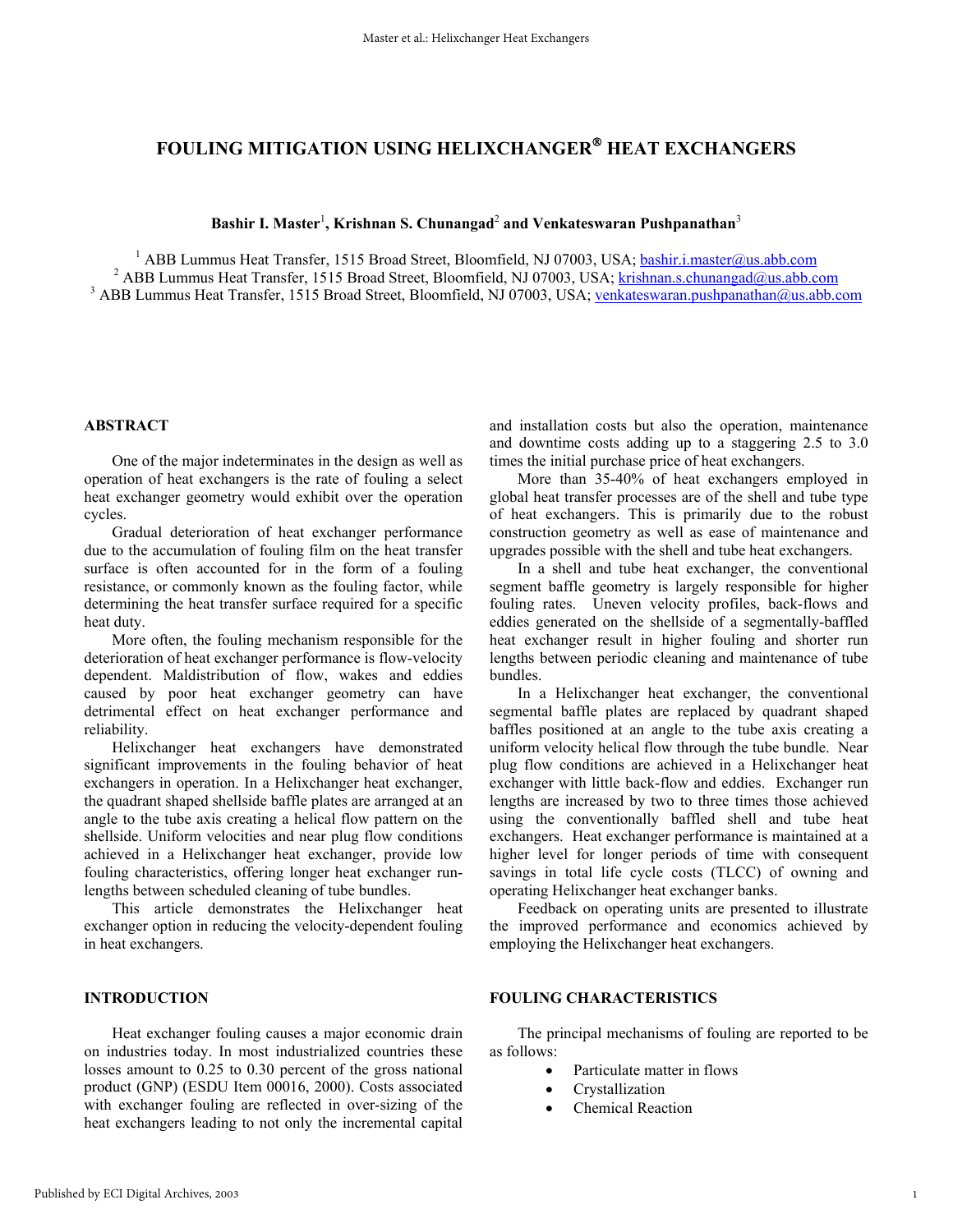# FOULING MITIGATION USING HELIXCHANGER® HEAT EXCHANGERS

**Bashir I. Master[1], Krishnan S. Chunangad[2] and Venkateswaran Pushpanathan[3]**

[1] ABB Lummus Heat Transfer, 1515 Broad Street, Bloomfield, NJ 07003, USA; bashir.i.master@us.abb.com
[2] ABB Lummus Heat Transfer, 1515 Broad Street, Bloomfield, NJ 07003, USA; krishnan.s.chunangad@us.abb.com
[3] ABB Lummus Heat Transfer, 1515 Broad Street, Bloomfield, NJ 07003, USA; venkateswaran.pushpanathan@us.abb.com

## ABSTRACT

One of the major indeterminates in the design as well as operation of heat exchangers is the rate of fouling a select heat exchanger geometry would exhibit over the operation cycles.

Gradual deterioration of heat exchanger performance due to the accumulation of fouling film on the heat transfer surface is often accounted for in the form of a fouling resistance, or commonly known as the fouling factor, while determining the heat transfer surface required for a specific heat duty.

More often, the fouling mechanism responsible for the deterioration of heat exchanger performance is flow-velocity dependent. Maldistribution of flow, wakes and eddies caused by poor heat exchanger geometry can have detrimental effect on heat exchanger performance and reliability.

Helixchanger heat exchangers have demonstrated significant improvements in the fouling behavior of heat exchangers in operation. In a Helixchanger heat exchanger, the quadrant shaped shellside baffle plates are arranged at an angle to the tube axis creating a helical flow pattern on the shellside. Uniform velocities and near plug flow conditions achieved in a Helixchanger heat exchanger, provide low fouling characteristics, offering longer heat exchanger run-lengths between scheduled cleaning of tube bundles.

This article demonstrates the Helixchanger heat exchanger option in reducing the velocity-dependent fouling in heat exchangers.

## INTRODUCTION

Heat exchanger fouling causes a major economic drain on industries today. In most industrialized countries these losses amount to 0.25 to 0.30 percent of the gross national product (GNP) (ESDU Item 00016, 2000). Costs associated with exchanger fouling are reflected in over-sizing of the heat exchangers leading to not only the incremental capital and installation costs but also the operation, maintenance and downtime costs adding up to a staggering 2.5 to 3.0 times the initial purchase price of heat exchangers.

More than 35-40% of heat exchangers employed in global heat transfer processes are of the shell and tube type of heat exchangers. This is primarily due to the robust construction geometry as well as ease of maintenance and upgrades possible with the shell and tube heat exchangers.

In a shell and tube heat exchanger, the conventional segment baffle geometry is largely responsible for higher fouling rates. Uneven velocity profiles, back-flows and eddies generated on the shellside of a segmentally-baffled heat exchanger result in higher fouling and shorter run lengths between periodic cleaning and maintenance of tube bundles.

In a Helixchanger heat exchanger, the conventional segmental baffle plates are replaced by quadrant shaped baffles positioned at an angle to the tube axis creating a uniform velocity helical flow through the tube bundle. Near plug flow conditions are achieved in a Helixchanger heat exchanger with little back-flow and eddies. Exchanger run lengths are increased by two to three times those achieved using the conventionally baffled shell and tube heat exchangers. Heat exchanger performance is maintained at a higher level for longer periods of time with consequent savings in total life cycle costs (TLCC) of owning and operating Helixchanger heat exchanger banks.

Feedback on operating units are presented to illustrate the improved performance and economics achieved by employing the Helixchanger heat exchangers.

## FOULING CHARACTERISTICS

The principal mechanisms of fouling are reported to be as follows:

- Particulate matter in flows
- Crystallization
- Chemical Reaction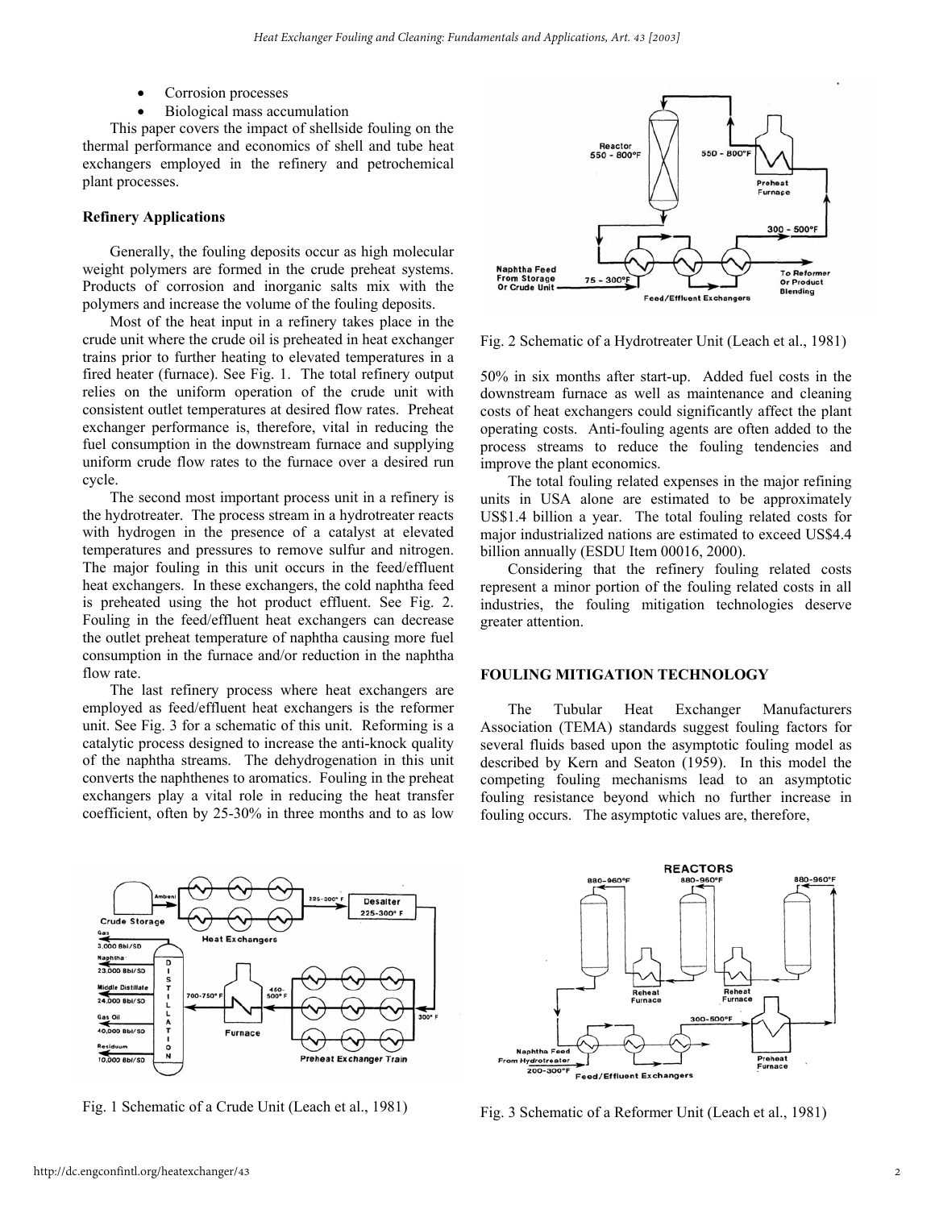- Corrosion processes
- Biological mass accumulation

This paper covers the impact of shellside fouling on the thermal performance and economics of shell and tube heat exchangers employed in the refinery and petrochemical plant processes.

**Refinery Applications**

Generally, the fouling deposits occur as high molecular weight polymers are formed in the crude preheat systems. Products of corrosion and inorganic salts mix with the polymers and increase the volume of the fouling deposits.

Most of the heat input in a refinery takes place in the crude unit where the crude oil is preheated in heat exchanger trains prior to further heating to elevated temperatures in a fired heater (furnace). See Fig. 1. The total refinery output relies on the uniform operation of the crude unit with consistent outlet temperatures at desired flow rates. Preheat exchanger performance is, therefore, vital in reducing the fuel consumption in the downstream furnace and supplying uniform crude flow rates to the furnace over a desired run cycle.

The second most important process unit in a refinery is the hydrotreater. The process stream in a hydrotreater reacts with hydrogen in the presence of a catalyst at elevated temperatures and pressures to remove sulfur and nitrogen. The major fouling in this unit occurs in the feed/effluent heat exchangers. In these exchangers, the cold naphtha feed is preheated using the hot product effluent. See Fig. 2. Fouling in the feed/effluent heat exchangers can decrease the outlet preheat temperature of naphtha causing more fuel consumption in the furnace and/or reduction in the naphtha flow rate.

The last refinery process where heat exchangers are employed as feed/effluent heat exchangers is the reformer unit. See Fig. 3 for a schematic of this unit. Reforming is a catalytic process designed to increase the anti-knock quality of the naphtha streams. The dehydrogenation in this unit converts the naphthenes to aromatics. Fouling in the preheat exchangers play a vital role in reducing the heat transfer coefficient, often by 25-30% in three months and to as low 50% in six months after start-up. Added fuel costs in the downstream furnace as well as maintenance and cleaning costs of heat exchangers could significantly affect the plant operating costs. Anti-fouling agents are often added to the process streams to reduce the fouling tendencies and improve the plant economics.

Fig. 2 Schematic of a Hydrotreater Unit (Leach et al., 1981)

The total fouling related expenses in the major refining units in USA alone are estimated to be approximately US$1.4 billion a year. The total fouling related costs for major industrialized nations are estimated to exceed US$4.4 billion annually (ESDU Item 00016, 2000).

Considering that the refinery fouling related costs represent a minor portion of the fouling related costs in all industries, the fouling mitigation technologies deserve greater attention.

## FOULING MITIGATION TECHNOLOGY

The Tubular Heat Exchanger Manufacturers Association (TEMA) standards suggest fouling factors for several fluids based upon the asymptotic fouling model as described by Kern and Seaton (1959). In this model the competing fouling mechanisms lead to an asymptotic fouling resistance beyond which no further increase in fouling occurs. The asymptotic values are, therefore,

Fig. 1 Schematic of a Crude Unit (Leach et al., 1981)

Fig. 3 Schematic of a Reformer Unit (Leach et al., 1981)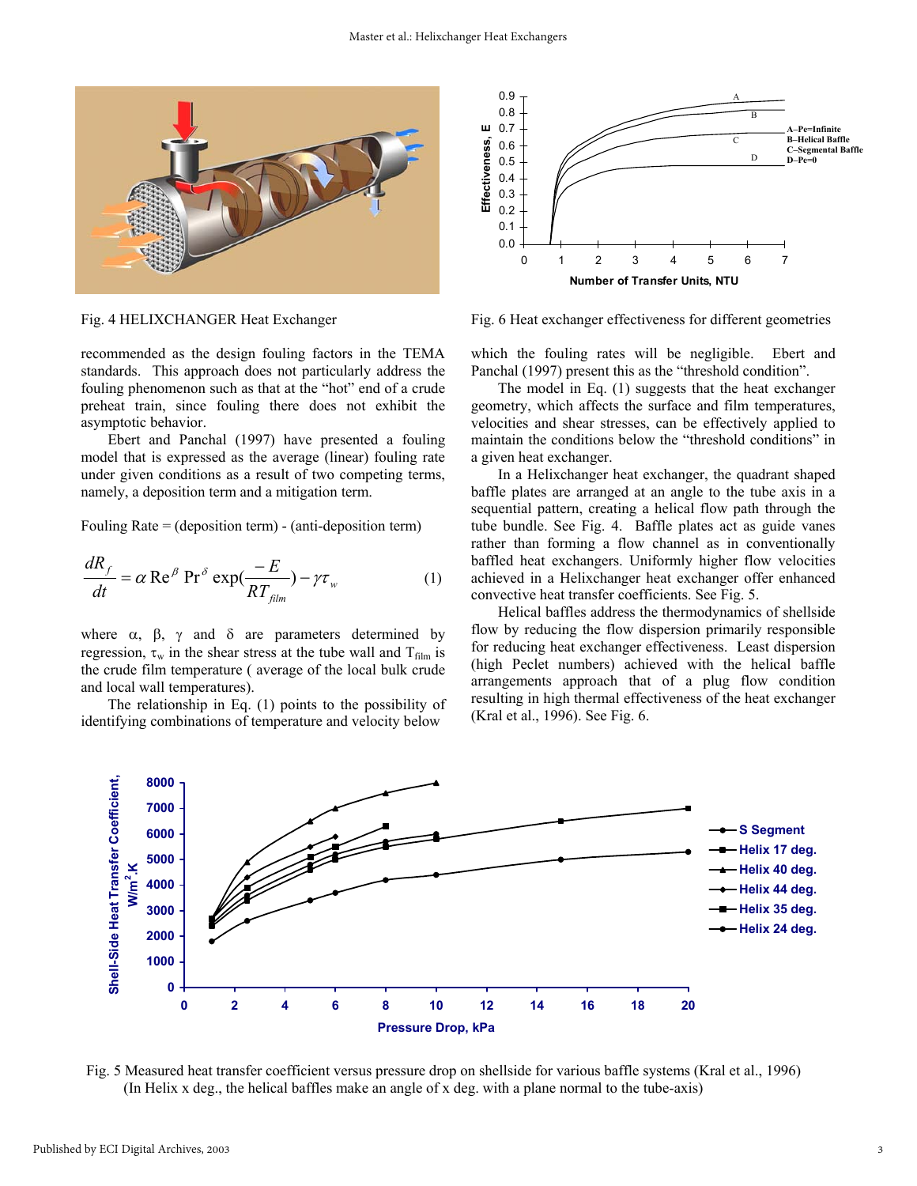Fig. 4 HELIXCHANGER Heat Exchanger

Fig. 6 Heat exchanger effectiveness for different geometries

recommended as the design fouling factors in the TEMA standards. This approach does not particularly address the fouling phenomenon such as that at the "hot" end of a crude preheat train, since fouling there does not exhibit the asymptotic behavior.

Ebert and Panchal (1997) have presented a fouling model that is expressed as the average (linear) fouling rate under given conditions as a result of two competing terms, namely, a deposition term and a mitigation term.

Fouling Rate = (deposition term) - (anti-deposition term)

$$\frac{dR_f}{dt} = \alpha \,\mathrm{Re}^{\beta}\, \mathrm{Pr}^{\delta} \exp\left(\frac{-E}{RT_{film}}\right) - \gamma \tau_w \qquad (1)$$

where $\alpha$, $\beta$, $\gamma$ and $\delta$ are parameters determined by regression, $\tau_w$ in the shear stress at the tube wall and $T_{film}$ is the crude film temperature ( average of the local bulk crude and local wall temperatures).

The relationship in Eq. (1) points to the possibility of identifying combinations of temperature and velocity below which the fouling rates will be negligible. Ebert and Panchal (1997) present this as the "threshold condition".

The model in Eq. (1) suggests that the heat exchanger geometry, which affects the surface and film temperatures, velocities and shear stresses, can be effectively applied to maintain the conditions below the "threshold conditions" in a given heat exchanger.

In a Helixchanger heat exchanger, the quadrant shaped baffle plates are arranged at an angle to the tube axis in a sequential pattern, creating a helical flow path through the tube bundle. See Fig. 4. Baffle plates act as guide vanes rather than forming a flow channel as in conventionally baffled heat exchangers. Uniformly higher flow velocities achieved in a Helixchanger heat exchanger offer enhanced convective heat transfer coefficients. See Fig. 5.

Helical baffles address the thermodynamics of shellside flow by reducing the flow dispersion primarily responsible for reducing heat exchanger effectiveness. Least dispersion (high Peclet numbers) achieved with the helical baffle arrangements approach that of a plug flow condition resulting in high thermal effectiveness of the heat exchanger (Kral et al., 1996). See Fig. 6.

Fig. 5 Measured heat transfer coefficient versus pressure drop on shellside for various baffle systems (Kral et al., 1996) (In Helix x deg., the helical baffles make an angle of x deg. with a plane normal to the tube-axis)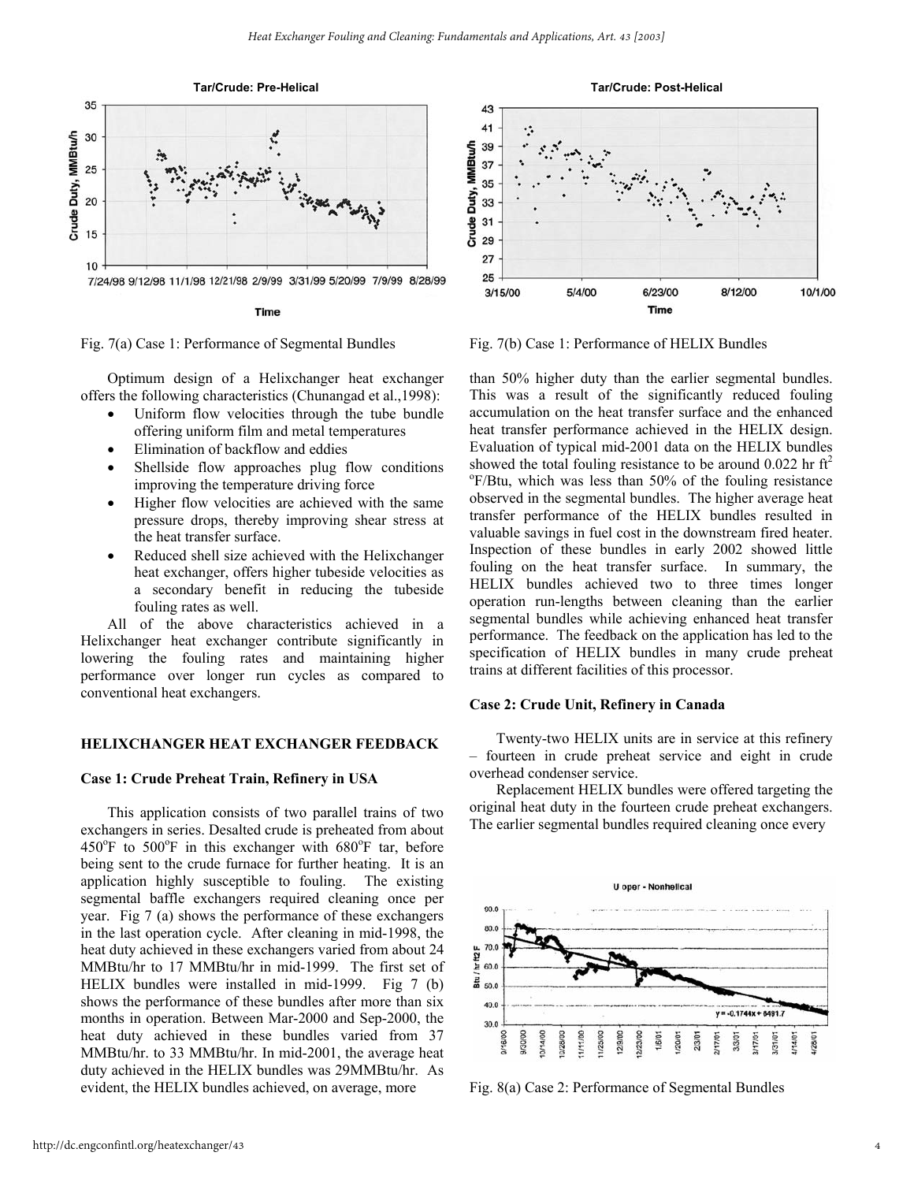Fig. 7(a) Case 1: Performance of Segmental Bundles

Fig. 7(b) Case 1: Performance of HELIX Bundles

Optimum design of a Helixchanger heat exchanger offers the following characteristics (Chunangad et al.,1998):

- Uniform flow velocities through the tube bundle offering uniform film and metal temperatures
- Elimination of backflow and eddies
- Shellside flow approaches plug flow conditions improving the temperature driving force
- Higher flow velocities are achieved with the same pressure drops, thereby improving shear stress at the heat transfer surface.
- Reduced shell size achieved with the Helixchanger heat exchanger, offers higher tubeside velocities as a secondary benefit in reducing the tubeside fouling rates as well.

All of the above characteristics achieved in a Helixchanger heat exchanger contribute significantly in lowering the fouling rates and maintaining higher performance over longer run cycles as compared to conventional heat exchangers.

## HELIXCHANGER HEAT EXCHANGER FEEDBACK

### Case 1: Crude Preheat Train, Refinery in USA

This application consists of two parallel trains of two exchangers in series. Desalted crude is preheated from about 450°F to 500°F in this exchanger with 680°F tar, before being sent to the crude furnace for further heating. It is an application highly susceptible to fouling. The existing segmental baffle exchangers required cleaning once per year. Fig 7 (a) shows the performance of these exchangers in the last operation cycle. After cleaning in mid-1998, the heat duty achieved in these exchangers varied from about 24 MMBtu/hr to 17 MMBtu/hr in mid-1999. The first set of HELIX bundles were installed in mid-1999. Fig 7 (b) shows the performance of these bundles after more than six months in operation. Between Mar-2000 and Sep-2000, the heat duty achieved in these bundles varied from 37 MMBtu/hr. to 33 MMBtu/hr. In mid-2001, the average heat duty achieved in the HELIX bundles was 29MMBtu/hr. As evident, the HELIX bundles achieved, on average, more than 50% higher duty than the earlier segmental bundles. This was a result of the significantly reduced fouling accumulation on the heat transfer surface and the enhanced heat transfer performance achieved in the HELIX design. Evaluation of typical mid-2001 data on the HELIX bundles showed the total fouling resistance to be around 0.022 hr ft$^2$ °F/Btu, which was less than 50% of the fouling resistance observed in the segmental bundles. The higher average heat transfer performance of the HELIX bundles resulted in valuable savings in fuel cost in the downstream fired heater. Inspection of these bundles in early 2002 showed little fouling on the heat transfer surface. In summary, the HELIX bundles achieved two to three times longer operation run-lengths between cleaning than the earlier segmental bundles while achieving enhanced heat transfer performance. The feedback on the application has led to the specification of HELIX bundles in many crude preheat trains at different facilities of this processor.

### Case 2: Crude Unit, Refinery in Canada

Twenty-two HELIX units are in service at this refinery – fourteen in crude preheat service and eight in crude overhead condenser service.

Replacement HELIX bundles were offered targeting the original heat duty in the fourteen crude preheat exchangers. The earlier segmental bundles required cleaning once every

Fig. 8(a) Case 2: Performance of Segmental Bundles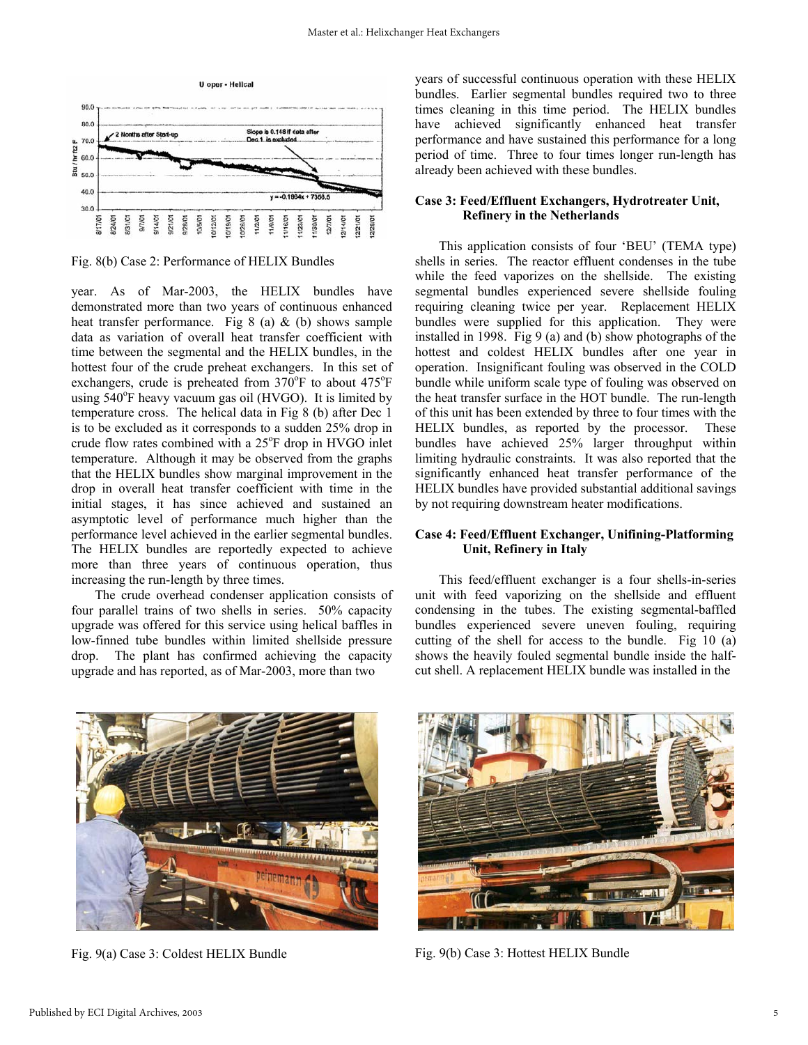Fig. 8(b) Case 2: Performance of HELIX Bundles

year. As of Mar-2003, the HELIX bundles have demonstrated more than two years of continuous enhanced heat transfer performance. Fig 8 (a) & (b) shows sample data as variation of overall heat transfer coefficient with time between the segmental and the HELIX bundles, in the hottest four of the crude preheat exchangers. In this set of exchangers, crude is preheated from 370$^o$F to about 475$^o$F using 540$^o$F heavy vacuum gas oil (HVGO). It is limited by temperature cross. The helical data in Fig 8 (b) after Dec 1 is to be excluded as it corresponds to a sudden 25% drop in crude flow rates combined with a 25$^o$F drop in HVGO inlet temperature. Although it may be observed from the graphs that the HELIX bundles show marginal improvement in the drop in overall heat transfer coefficient with time in the initial stages, it has since achieved and sustained an asymptotic level of performance much higher than the performance level achieved in the earlier segmental bundles. The HELIX bundles are reportedly expected to achieve more than three years of continuous operation, thus increasing the run-length by three times.

The crude overhead condenser application consists of four parallel trains of two shells in series. 50% capacity upgrade was offered for this service using helical baffles in low-finned tube bundles within limited shellside pressure drop. The plant has confirmed achieving the capacity upgrade and has reported, as of Mar-2003, more than two years of successful continuous operation with these HELIX bundles. Earlier segmental bundles required two to three times cleaning in this time period. The HELIX bundles have achieved significantly enhanced heat transfer performance and have sustained this performance for a long period of time. Three to four times longer run-length has already been achieved with these bundles.

### Case 3: Feed/Effluent Exchangers, Hydrotreater Unit, Refinery in the Netherlands

This application consists of four 'BEU' (TEMA type) shells in series. The reactor effluent condenses in the tube while the feed vaporizes on the shellside. The existing segmental bundles experienced severe shellside fouling requiring cleaning twice per year. Replacement HELIX bundles were supplied for this application. They were installed in 1998. Fig 9 (a) and (b) show photographs of the hottest and coldest HELIX bundles after one year in operation. Insignificant fouling was observed in the COLD bundle while uniform scale type of fouling was observed on the heat transfer surface in the HOT bundle. The run-length of this unit has been extended by three to four times with the HELIX bundles, as reported by the processor. These bundles have achieved 25% larger throughput within limiting hydraulic constraints. It was also reported that the significantly enhanced heat transfer performance of the HELIX bundles have provided substantial additional savings by not requiring downstream heater modifications.

### Case 4: Feed/Effluent Exchanger, Unifining-Platforming Unit, Refinery in Italy

This feed/effluent exchanger is a four shells-in-series unit with feed vaporizing on the shellside and effluent condensing in the tubes. The existing segmental-baffled bundles experienced severe uneven fouling, requiring cutting of the shell for access to the bundle. Fig 10 (a) shows the heavily fouled segmental bundle inside the half-cut shell. A replacement HELIX bundle was installed in the

Fig. 9(a) Case 3: Coldest HELIX Bundle

Fig. 9(b) Case 3: Hottest HELIX Bundle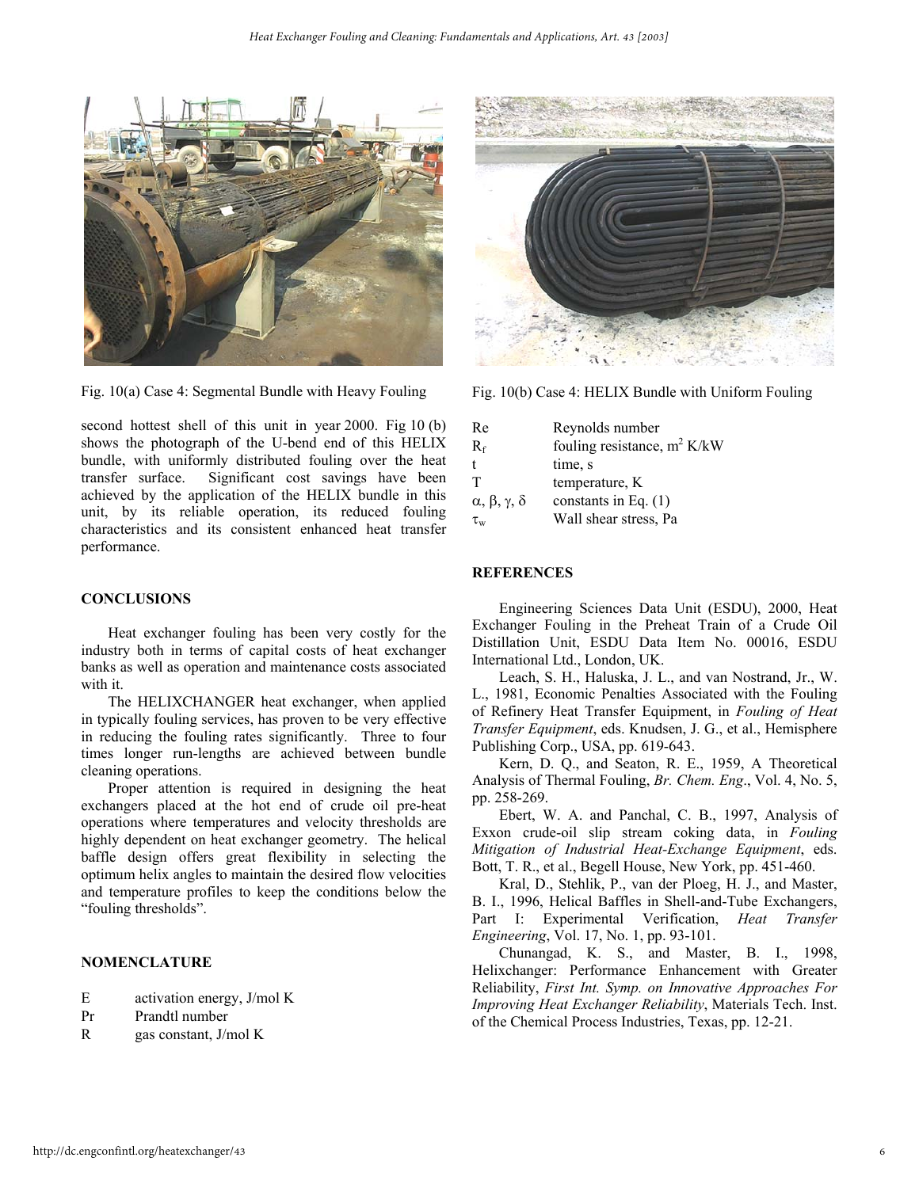Fig. 10(a) Case 4: Segmental Bundle with Heavy Fouling

Fig. 10(b) Case 4: HELIX Bundle with Uniform Fouling

second hottest shell of this unit in year 2000. Fig 10 (b) shows the photograph of the U-bend end of this HELIX bundle, with uniformly distributed fouling over the heat transfer surface. Significant cost savings have been achieved by the application of the HELIX bundle in this unit, by its reliable operation, its reduced fouling characteristics and its consistent enhanced heat transfer performance.

## CONCLUSIONS

Heat exchanger fouling has been very costly for the industry both in terms of capital costs of heat exchanger banks as well as operation and maintenance costs associated with it.

The HELIXCHANGER heat exchanger, when applied in typically fouling services, has proven to be very effective in reducing the fouling rates significantly. Three to four times longer run-lengths are achieved between bundle cleaning operations.

Proper attention is required in designing the heat exchangers placed at the hot end of crude oil pre-heat operations where temperatures and velocity thresholds are highly dependent on heat exchanger geometry. The helical baffle design offers great flexibility in selecting the optimum helix angles to maintain the desired flow velocities and temperature profiles to keep the conditions below the "fouling thresholds".

## NOMENCLATURE

| | |
|---|---|
| E | activation energy, J/mol K |
| Pr | Prandtl number |
| R | gas constant, J/mol K |
| Re | Reynolds number |
| $R_f$ | fouling resistance, $m^2$ K/kW |
| t | time, s |
| T | temperature, K |
| $\alpha, \beta, \gamma, \delta$ | constants in Eq. (1) |
| $\tau_w$ | Wall shear stress, Pa |

## REFERENCES

Engineering Sciences Data Unit (ESDU), 2000, Heat Exchanger Fouling in the Preheat Train of a Crude Oil Distillation Unit, ESDU Data Item No. 00016, ESDU International Ltd., London, UK.

Leach, S. H., Haluska, J. L., and van Nostrand, Jr., W. L., 1981, Economic Penalties Associated with the Fouling of Refinery Heat Transfer Equipment, in *Fouling of Heat Transfer Equipment*, eds. Knudsen, J. G., et al., Hemisphere Publishing Corp., USA, pp. 619-643.

Kern, D. Q., and Seaton, R. E., 1959, A Theoretical Analysis of Thermal Fouling, *Br. Chem. Eng*., Vol. 4, No. 5, pp. 258-269.

Ebert, W. A. and Panchal, C. B., 1997, Analysis of Exxon crude-oil slip stream coking data, in *Fouling Mitigation of Industrial Heat-Exchange Equipment*, eds. Bott, T. R., et al., Begell House, New York, pp. 451-460.

Kral, D., Stehlik, P., van der Ploeg, H. J., and Master, B. I., 1996, Helical Baffles in Shell-and-Tube Exchangers, Part I: Experimental Verification, *Heat Transfer Engineering*, Vol. 17, No. 1, pp. 93-101.

Chunangad, K. S., and Master, B. I., 1998, Helixchanger: Performance Enhancement with Greater Reliability, *First Int. Symp. on Innovative Approaches For Improving Heat Exchanger Reliability*, Materials Tech. Inst. of the Chemical Process Industries, Texas, pp. 12-21.